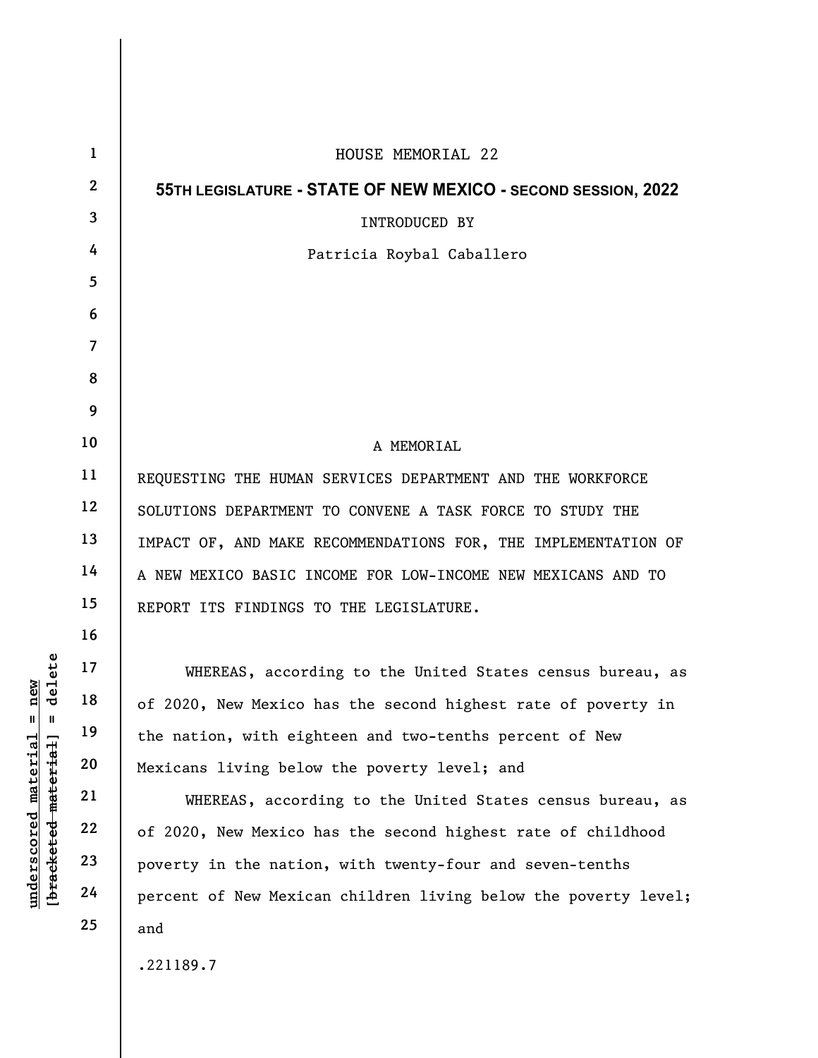HOUSE MEMORIAL 22

**55TH LEGISLATURE - STATE OF NEW MEXICO - SECOND SESSION, 2022**

INTRODUCED BY

Patricia Roybal Caballero

A MEMORIAL

REQUESTING THE HUMAN SERVICES DEPARTMENT AND THE WORKFORCE SOLUTIONS DEPARTMENT TO CONVENE A TASK FORCE TO STUDY THE IMPACT OF, AND MAKE RECOMMENDATIONS FOR, THE IMPLEMENTATION OF A NEW MEXICO BASIC INCOME FOR LOW-INCOME NEW MEXICANS AND TO REPORT ITS FINDINGS TO THE LEGISLATURE.

WHEREAS, according to the United States census bureau, as of 2020, New Mexico has the second highest rate of poverty in the nation, with eighteen and two-tenths percent of New Mexicans living below the poverty level; and

WHEREAS, according to the United States census bureau, as of 2020, New Mexico has the second highest rate of childhood poverty in the nation, with twenty-four and seven-tenths percent of New Mexican children living below the poverty level; and

.221189.7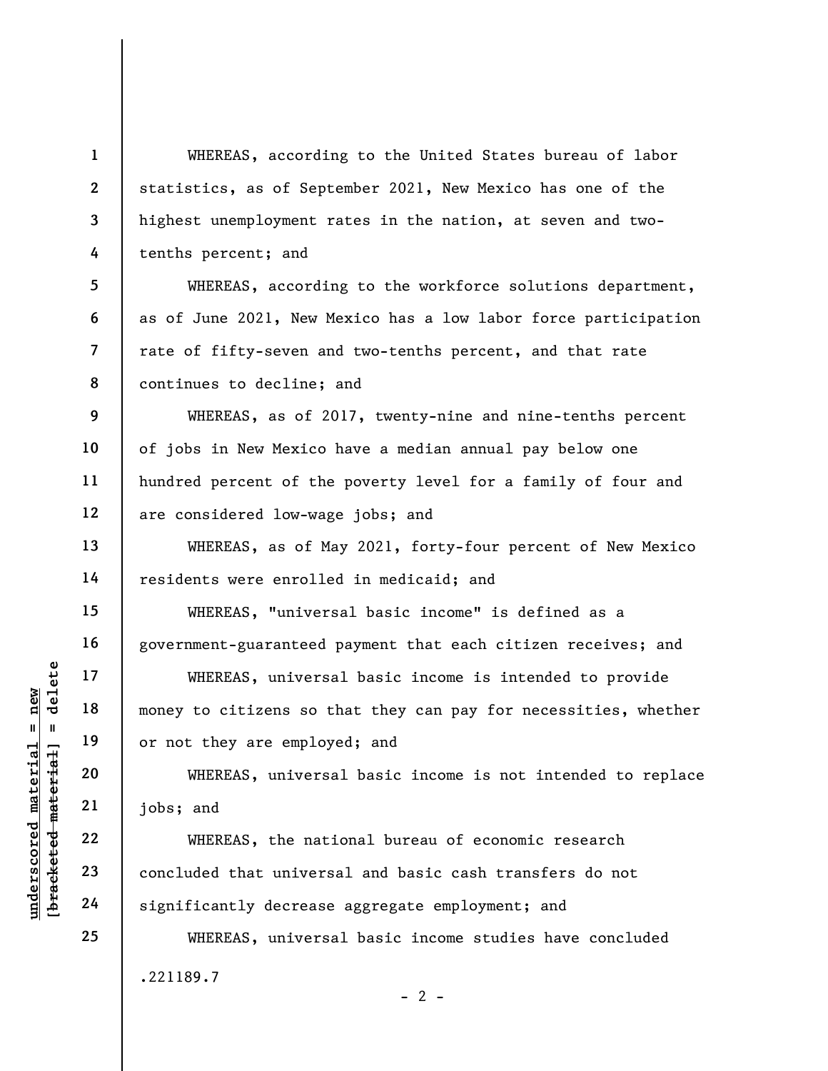WHEREAS, according to the United States bureau of labor statistics, as of September 2021, New Mexico has one of the highest unemployment rates in the nation, at seven and two-tenths percent; and

WHEREAS, according to the workforce solutions department, as of June 2021, New Mexico has a low labor force participation rate of fifty-seven and two-tenths percent, and that rate continues to decline; and

WHEREAS, as of 2017, twenty-nine and nine-tenths percent of jobs in New Mexico have a median annual pay below one hundred percent of the poverty level for a family of four and are considered low-wage jobs; and

WHEREAS, as of May 2021, forty-four percent of New Mexico residents were enrolled in medicaid; and

WHEREAS, "universal basic income" is defined as a government-guaranteed payment that each citizen receives; and

WHEREAS, universal basic income is intended to provide money to citizens so that they can pay for necessities, whether or not they are employed; and

WHEREAS, universal basic income is not intended to replace jobs; and

WHEREAS, the national bureau of economic research concluded that universal and basic cash transfers do not significantly decrease aggregate employment; and

WHEREAS, universal basic income studies have concluded

.221189.7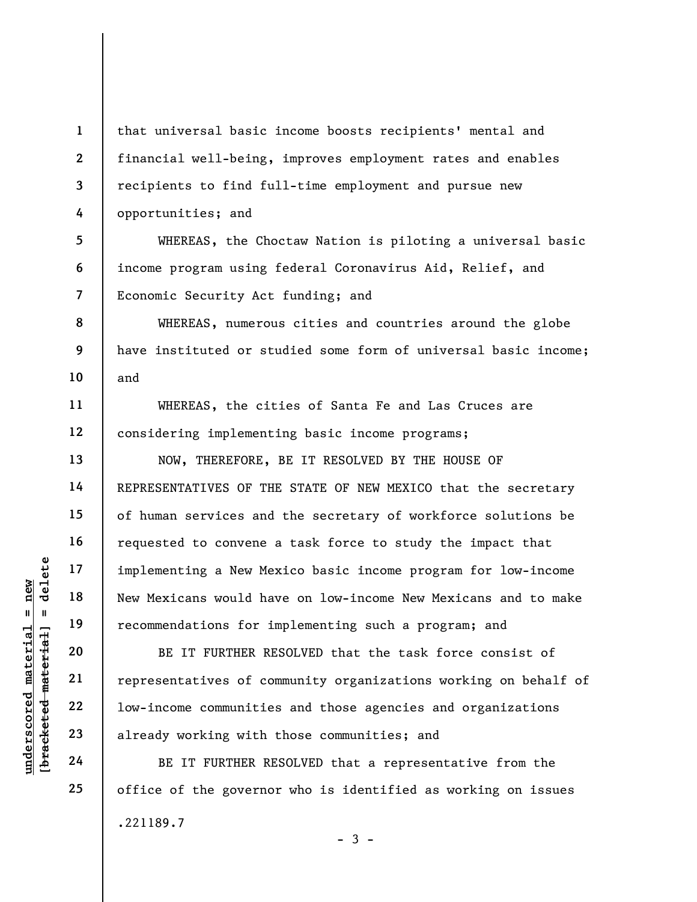that universal basic income boosts recipients' mental and financial well-being, improves employment rates and enables recipients to find full-time employment and pursue new opportunities; and

WHEREAS, the Choctaw Nation is piloting a universal basic income program using federal Coronavirus Aid, Relief, and Economic Security Act funding; and

WHEREAS, numerous cities and countries around the globe have instituted or studied some form of universal basic income; and

WHEREAS, the cities of Santa Fe and Las Cruces are considering implementing basic income programs;

NOW, THEREFORE, BE IT RESOLVED BY THE HOUSE OF REPRESENTATIVES OF THE STATE OF NEW MEXICO that the secretary of human services and the secretary of workforce solutions be requested to convene a task force to study the impact that implementing a New Mexico basic income program for low-income New Mexicans would have on low-income New Mexicans and to make recommendations for implementing such a program; and

BE IT FURTHER RESOLVED that the task force consist of representatives of community organizations working on behalf of low-income communities and those agencies and organizations already working with those communities; and

BE IT FURTHER RESOLVED that a representative from the office of the governor who is identified as working on issues

.221189.7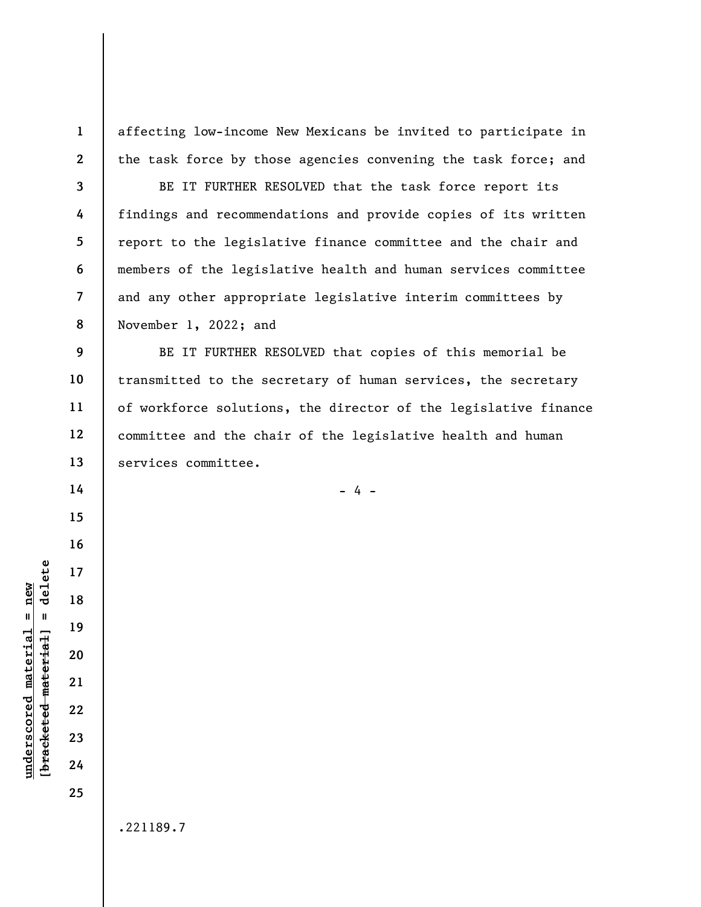affecting low-income New Mexicans be invited to participate in the task force by those agencies convening the task force; and

BE IT FURTHER RESOLVED that the task force report its findings and recommendations and provide copies of its written report to the legislative finance committee and the chair and members of the legislative health and human services committee and any other appropriate legislative interim committees by November 1, 2022; and

BE IT FURTHER RESOLVED that copies of this memorial be transmitted to the secretary of human services, the secretary of workforce solutions, the director of the legislative finance committee and the chair of the legislative health and human services committee.

.221189.7